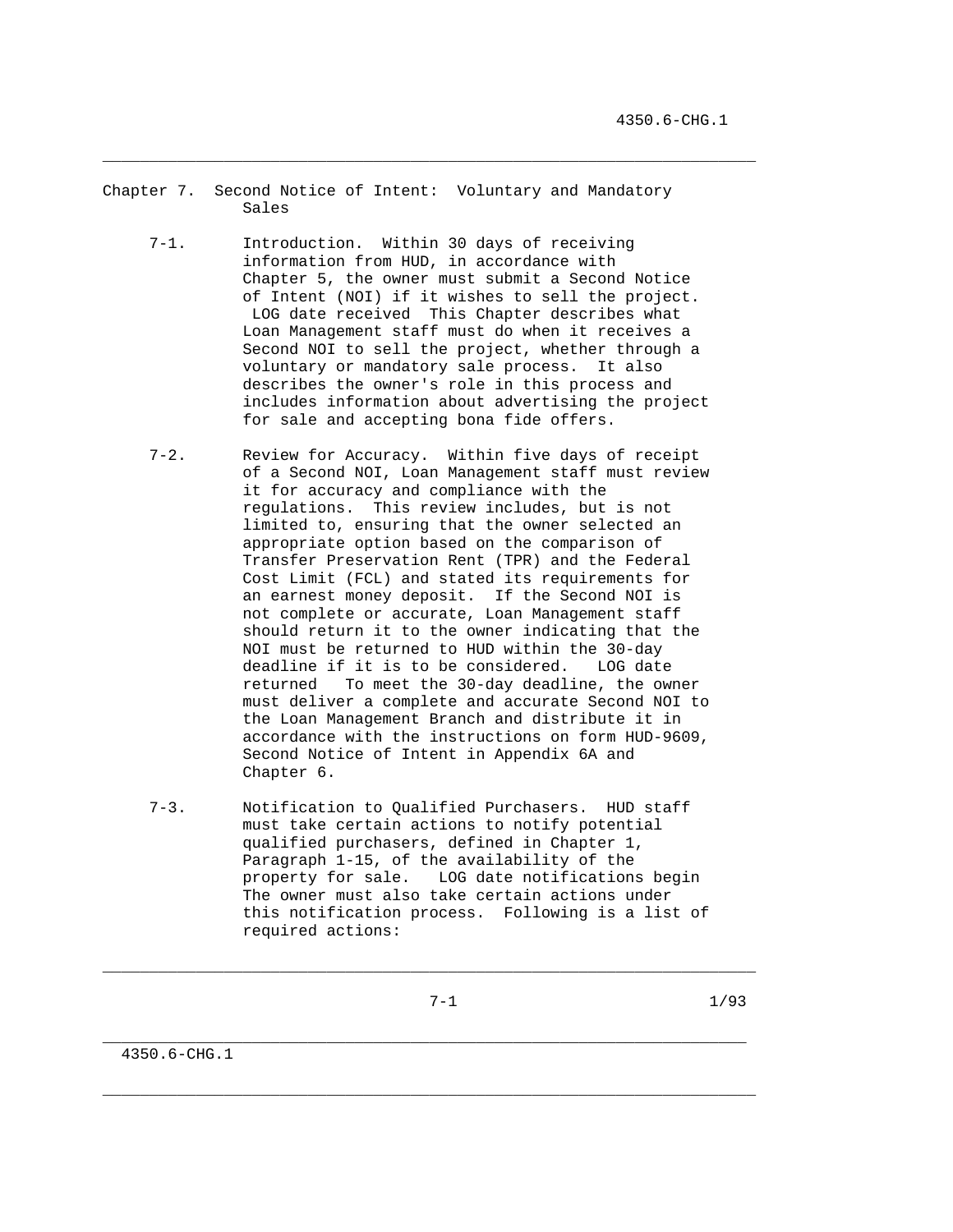# Chapter 7. Second Notice of Intent: Voluntary and Mandatory Sales

7-1. Introduction. Within 30 days of receiving information from HUD, in accordance with Chapter 5, the owner must submit a Second Notice of Intent (NOI) if it wishes to sell the project. LOG date received This Chapter describes what Loan Management staff must do when it receives a Second NOI to sell the project, whether through a voluntary or mandatory sale process. It also describes the owner's role in this process and includes information about advertising the project for sale and accepting bona fide offers.

7-2. Review for Accuracy. Within five days of receipt of a Second NOI, Loan Management staff must review it for accuracy and compliance with the regulations. This review includes, but is not limited to, ensuring that the owner selected an appropriate option based on the comparison of Transfer Preservation Rent (TPR) and the Federal Cost Limit (FCL) and stated its requirements for an earnest money deposit. If the Second NOI is not complete or accurate, Loan Management staff should return it to the owner indicating that the NOI must be returned to HUD within the 30-day deadline if it is to be considered. LOG date returned To meet the 30-day deadline, the owner must deliver a complete and accurate Second NOI to the Loan Management Branch and distribute it in accordance with the instructions on form HUD-9609, Second Notice of Intent in Appendix 6A and Chapter 6.

7-3. Notification to Qualified Purchasers. HUD staff must take certain actions to notify potential qualified purchasers, defined in Chapter 1, Paragraph 1-15, of the availability of the property for sale. LOG date notifications begin The owner must also take certain actions under this notification process. Following is a list of required actions: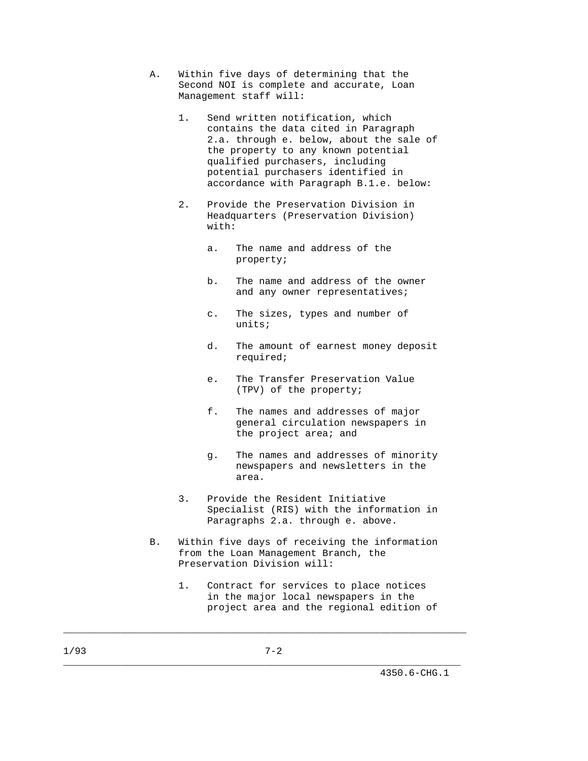A. Within five days of determining that the Second NOI is complete and accurate, Loan Management staff will:

   1. Send written notification, which contains the data cited in Paragraph 2.a. through e. below, about the sale of the property to any known potential qualified purchasers, including potential purchasers identified in accordance with Paragraph B.1.e. below:

   2. Provide the Preservation Division in Headquarters (Preservation Division) with:

      a. The name and address of the property;

      b. The name and address of the owner and any owner representatives;

      c. The sizes, types and number of units;

      d. The amount of earnest money deposit required;

      e. The Transfer Preservation Value (TPV) of the property;

      f. The names and addresses of major general circulation newspapers in the project area; and

      g. The names and addresses of minority newspapers and newsletters in the area.

   3. Provide the Resident Initiative Specialist (RIS) with the information in Paragraphs 2.a. through e. above.

B. Within five days of receiving the information from the Loan Management Branch, the Preservation Division will:

   1. Contract for services to place notices in the major local newspapers in the project area and the regional edition of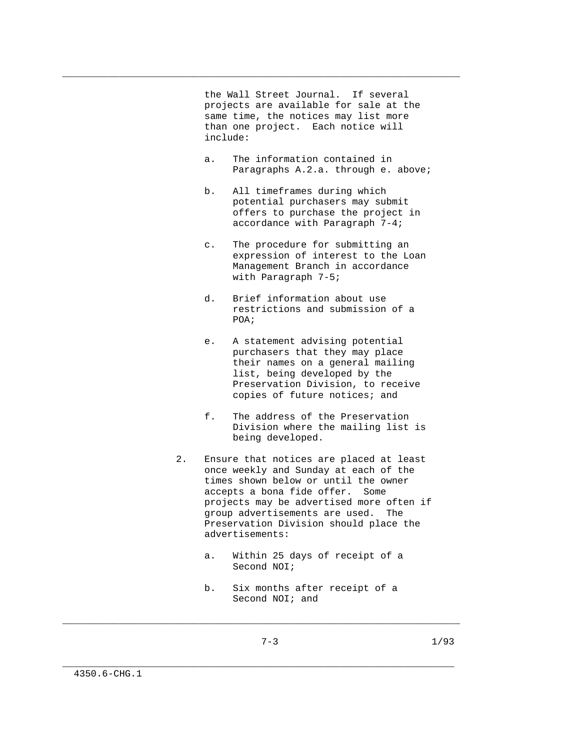the Wall Street Journal. If several projects are available for sale at the same time, the notices may list more than one project. Each notice will include:

a. The information contained in Paragraphs A.2.a. through e. above;

b. All timeframes during which potential purchasers may submit offers to purchase the project in accordance with Paragraph 7-4;

c. The procedure for submitting an expression of interest to the Loan Management Branch in accordance with Paragraph 7-5;

d. Brief information about use restrictions and submission of a POA;

e. A statement advising potential purchasers that they may place their names on a general mailing list, being developed by the Preservation Division, to receive copies of future notices; and

f. The address of the Preservation Division where the mailing list is being developed.

2. Ensure that notices are placed at least once weekly and Sunday at each of the times shown below or until the owner accepts a bona fide offer. Some projects may be advertised more often if group advertisements are used. The Preservation Division should place the advertisements:

a. Within 25 days of receipt of a Second NOI;

b. Six months after receipt of a Second NOI; and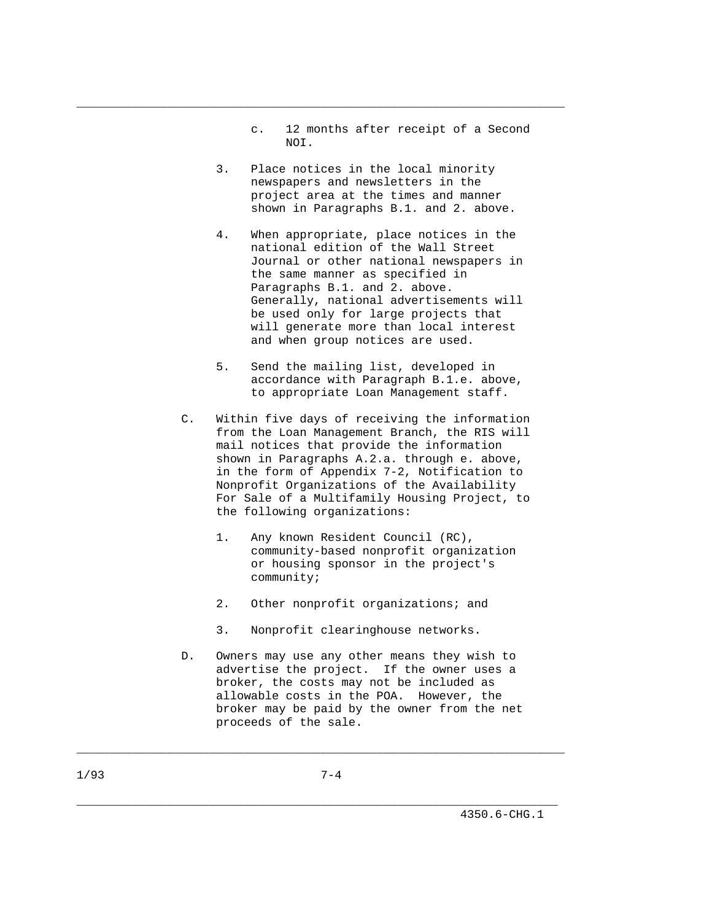c. 12 months after receipt of a Second NOI.

3. Place notices in the local minority newspapers and newsletters in the project area at the times and manner shown in Paragraphs B.1. and 2. above.

4. When appropriate, place notices in the national edition of the Wall Street Journal or other national newspapers in the same manner as specified in Paragraphs B.1. and 2. above. Generally, national advertisements will be used only for large projects that will generate more than local interest and when group notices are used.

5. Send the mailing list, developed in accordance with Paragraph B.1.e. above, to appropriate Loan Management staff.

C. Within five days of receiving the information from the Loan Management Branch, the RIS will mail notices that provide the information shown in Paragraphs A.2.a. through e. above, in the form of Appendix 7-2, Notification to Nonprofit Organizations of the Availability For Sale of a Multifamily Housing Project, to the following organizations:

1. Any known Resident Council (RC), community-based nonprofit organization or housing sponsor in the project's community;

2. Other nonprofit organizations; and

3. Nonprofit clearinghouse networks.

D. Owners may use any other means they wish to advertise the project. If the owner uses a broker, the costs may not be included as allowable costs in the POA. However, the broker may be paid by the owner from the net proceeds of the sale.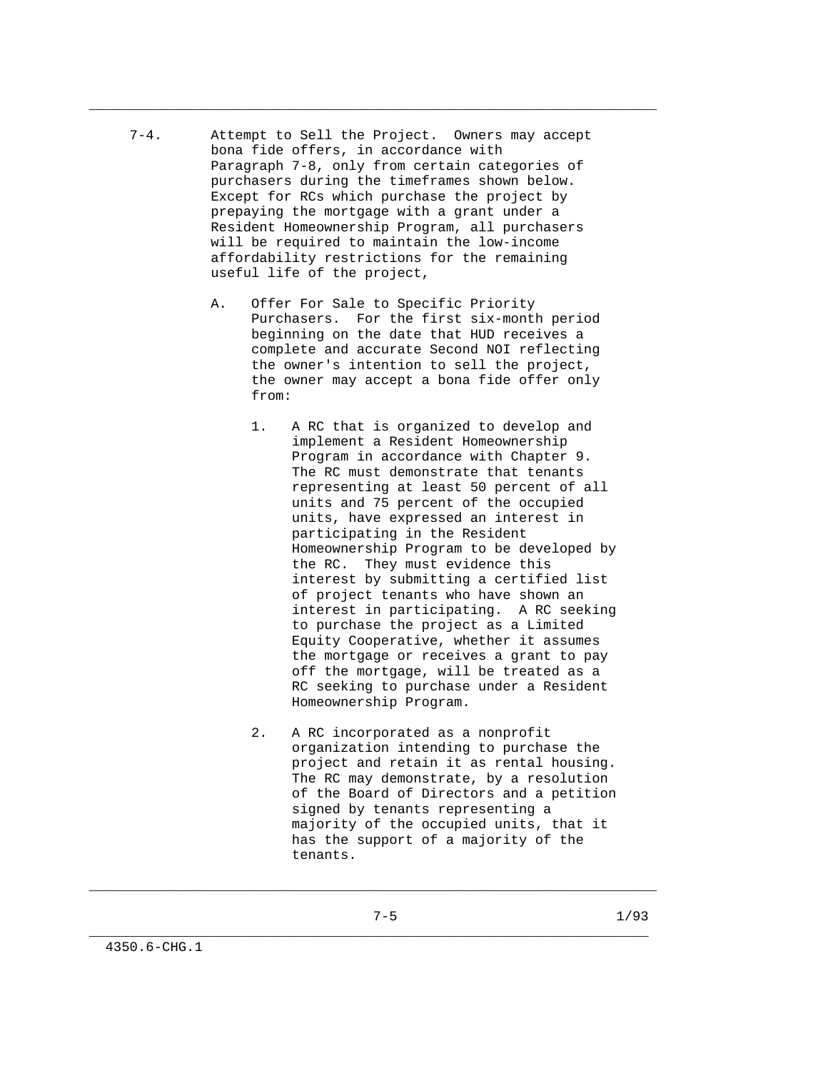7-4. Attempt to Sell the Project. Owners may accept bona fide offers, in accordance with Paragraph 7-8, only from certain categories of purchasers during the timeframes shown below. Except for RCs which purchase the project by prepaying the mortgage with a grant under a Resident Homeownership Program, all purchasers will be required to maintain the low-income affordability restrictions for the remaining useful life of the project,

A. Offer For Sale to Specific Priority Purchasers. For the first six-month period beginning on the date that HUD receives a complete and accurate Second NOI reflecting the owner's intention to sell the project, the owner may accept a bona fide offer only from:

1. A RC that is organized to develop and implement a Resident Homeownership Program in accordance with Chapter 9. The RC must demonstrate that tenants representing at least 50 percent of all units and 75 percent of the occupied units, have expressed an interest in participating in the Resident Homeownership Program to be developed by the RC. They must evidence this interest by submitting a certified list of project tenants who have shown an interest in participating. A RC seeking to purchase the project as a Limited Equity Cooperative, whether it assumes the mortgage or receives a grant to pay off the mortgage, will be treated as a RC seeking to purchase under a Resident Homeownership Program.

2. A RC incorporated as a nonprofit organization intending to purchase the project and retain it as rental housing. The RC may demonstrate, by a resolution of the Board of Directors and a petition signed by tenants representing a majority of the occupied units, that it has the support of a majority of the tenants.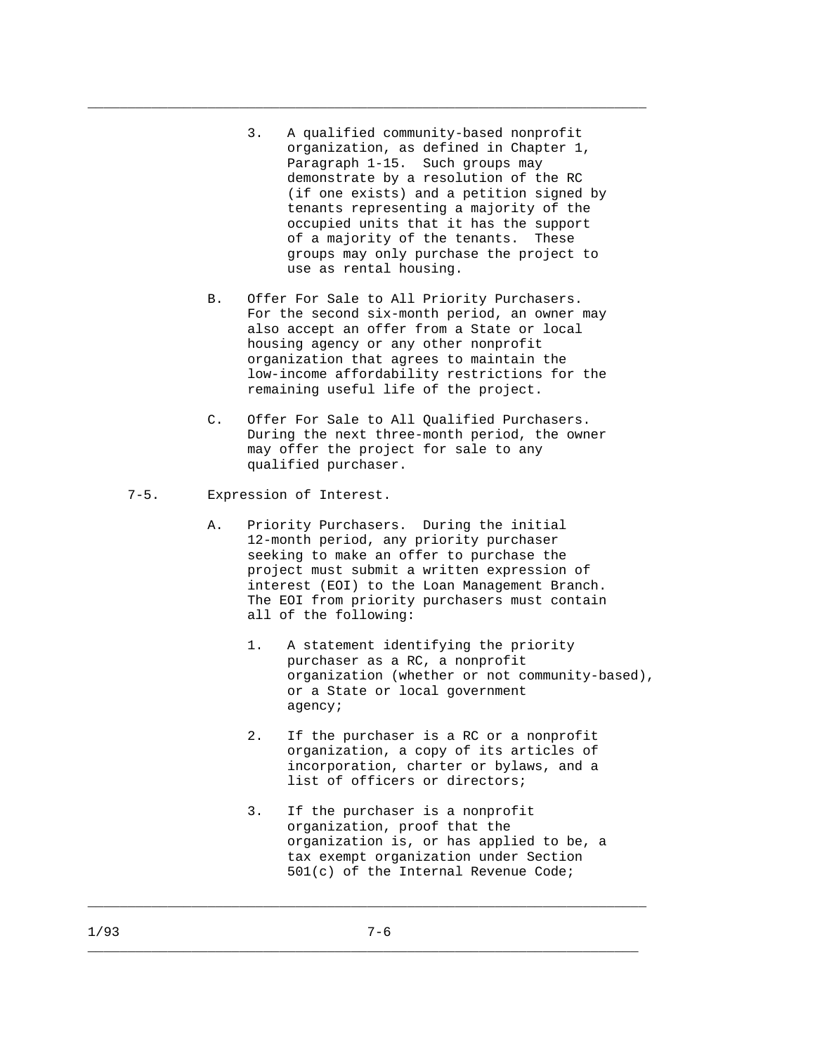3. A qualified community-based nonprofit organization, as defined in Chapter 1, Paragraph 1-15. Such groups may demonstrate by a resolution of the RC (if one exists) and a petition signed by tenants representing a majority of the occupied units that it has the support of a majority of the tenants. These groups may only purchase the project to use as rental housing.

B. Offer For Sale to All Priority Purchasers. For the second six-month period, an owner may also accept an offer from a State or local housing agency or any other nonprofit organization that agrees to maintain the low-income affordability restrictions for the remaining useful life of the project.

C. Offer For Sale to All Qualified Purchasers. During the next three-month period, the owner may offer the project for sale to any qualified purchaser.

7-5. Expression of Interest.

A. Priority Purchasers. During the initial 12-month period, any priority purchaser seeking to make an offer to purchase the project must submit a written expression of interest (EOI) to the Loan Management Branch. The EOI from priority purchasers must contain all of the following:

1. A statement identifying the priority purchaser as a RC, a nonprofit organization (whether or not community-based), or a State or local government agency;

2. If the purchaser is a RC or a nonprofit organization, a copy of its articles of incorporation, charter or bylaws, and a list of officers or directors;

3. If the purchaser is a nonprofit organization, proof that the organization is, or has applied to be, a tax exempt organization under Section 501(c) of the Internal Revenue Code;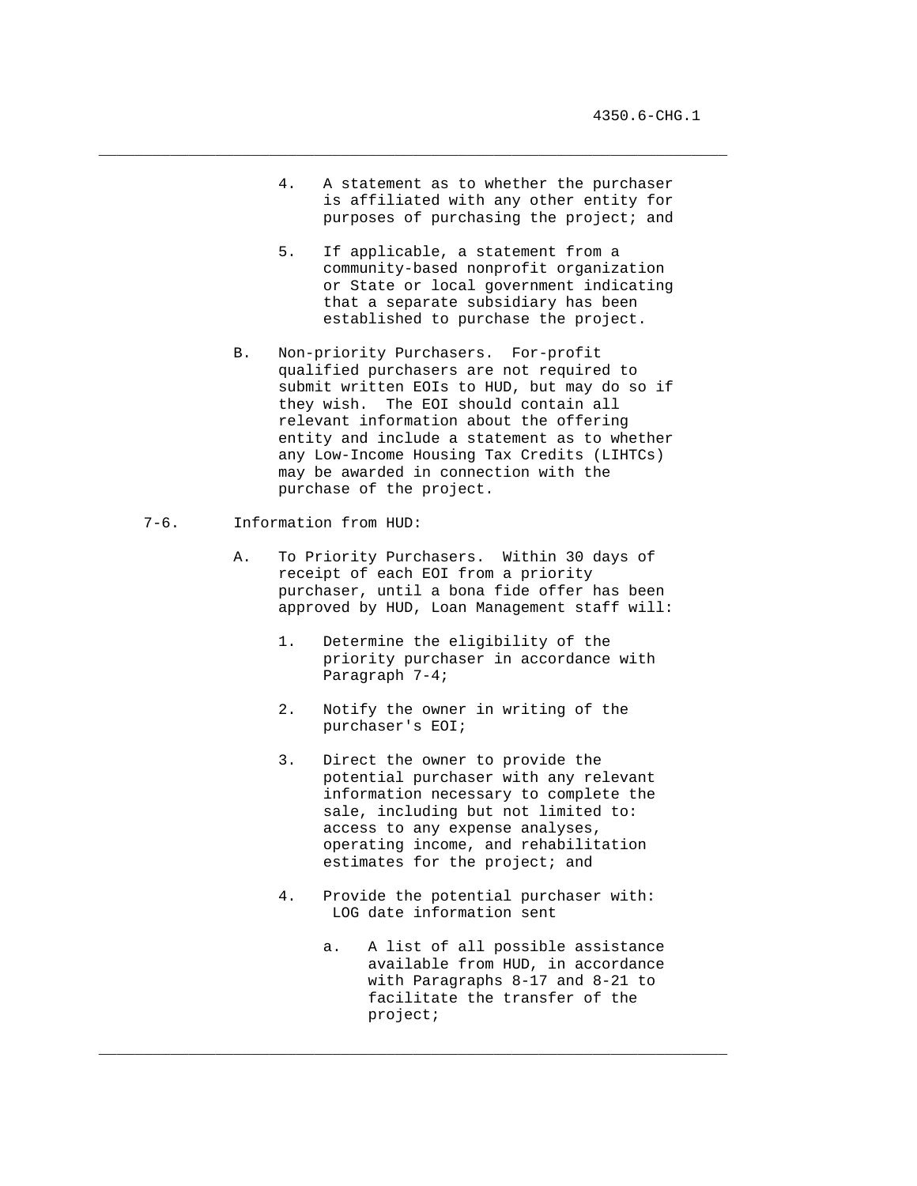4. A statement as to whether the purchaser is affiliated with any other entity for purposes of purchasing the project; and

5. If applicable, a statement from a community-based nonprofit organization or State or local government indicating that a separate subsidiary has been established to purchase the project.

B. Non-priority Purchasers. For-profit qualified purchasers are not required to submit written EOIs to HUD, but may do so if they wish. The EOI should contain all relevant information about the offering entity and include a statement as to whether any Low-Income Housing Tax Credits (LIHTCs) may be awarded in connection with the purchase of the project.

7-6. Information from HUD:

A. To Priority Purchasers. Within 30 days of receipt of each EOI from a priority purchaser, until a bona fide offer has been approved by HUD, Loan Management staff will:

1. Determine the eligibility of the priority purchaser in accordance with Paragraph 7-4;

2. Notify the owner in writing of the purchaser's EOI;

3. Direct the owner to provide the potential purchaser with any relevant information necessary to complete the sale, including but not limited to: access to any expense analyses, operating income, and rehabilitation estimates for the project; and

4. Provide the potential purchaser with:
   LOG date information sent

   a. A list of all possible assistance available from HUD, in accordance with Paragraphs 8-17 and 8-21 to facilitate the transfer of the project;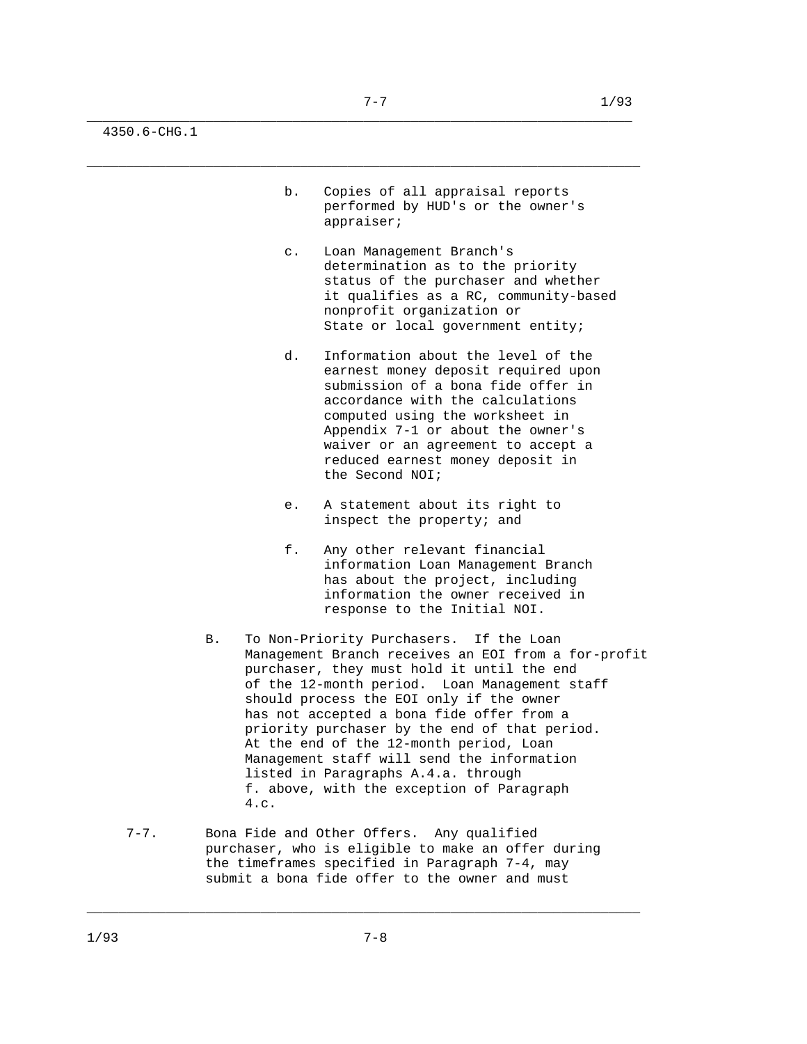b. Copies of all appraisal reports performed by HUD's or the owner's appraiser;

c. Loan Management Branch's determination as to the priority status of the purchaser and whether it qualifies as a RC, community-based nonprofit organization or State or local government entity;

d. Information about the level of the earnest money deposit required upon submission of a bona fide offer in accordance with the calculations computed using the worksheet in Appendix 7-1 or about the owner's waiver or an agreement to accept a reduced earnest money deposit in the Second NOI;

e. A statement about its right to inspect the property; and

f. Any other relevant financial information Loan Management Branch has about the project, including information the owner received in response to the Initial NOI.

B. To Non-Priority Purchasers. If the Loan Management Branch receives an EOI from a for-profit purchaser, they must hold it until the end of the 12-month period. Loan Management staff should process the EOI only if the owner has not accepted a bona fide offer from a priority purchaser by the end of that period. At the end of the 12-month period, Loan Management staff will send the information listed in Paragraphs A.4.a. through f. above, with the exception of Paragraph 4.c.

7-7. Bona Fide and Other Offers. Any qualified purchaser, who is eligible to make an offer during the timeframes specified in Paragraph 7-4, may submit a bona fide offer to the owner and must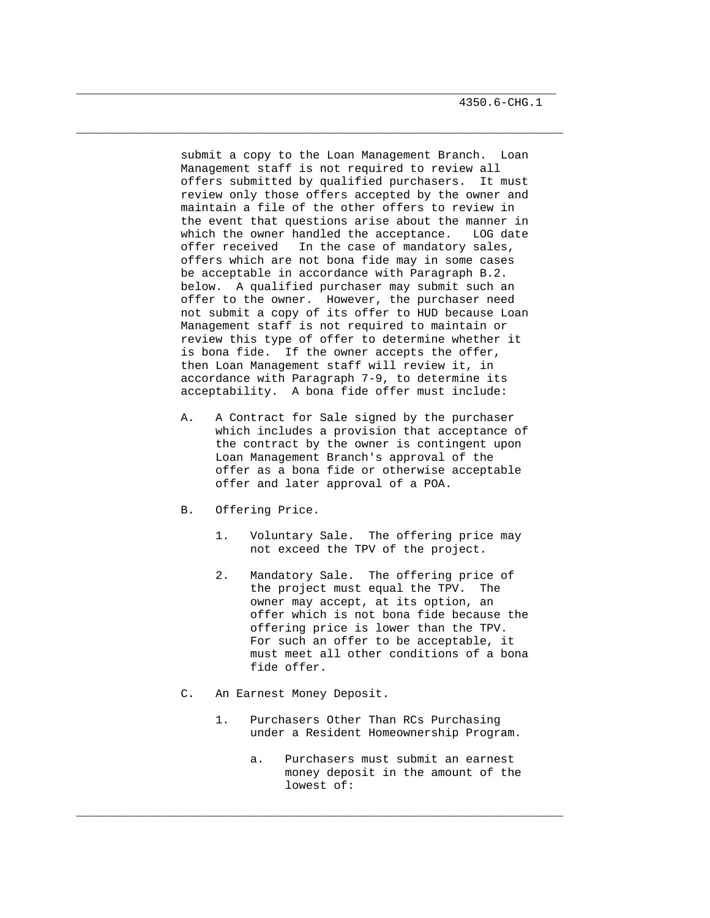submit a copy to the Loan Management Branch. Loan Management staff is not required to review all offers submitted by qualified purchasers. It must review only those offers accepted by the owner and maintain a file of the other offers to review in the event that questions arise about the manner in which the owner handled the acceptance. LOG date offer received In the case of mandatory sales, offers which are not bona fide may in some cases be acceptable in accordance with Paragraph B.2. below. A qualified purchaser may submit such an offer to the owner. However, the purchaser need not submit a copy of its offer to HUD because Loan Management staff is not required to maintain or review this type of offer to determine whether it is bona fide. If the owner accepts the offer, then Loan Management staff will review it, in accordance with Paragraph 7-9, to determine its acceptability. A bona fide offer must include:

A. A Contract for Sale signed by the purchaser which includes a provision that acceptance of the contract by the owner is contingent upon Loan Management Branch's approval of the offer as a bona fide or otherwise acceptable offer and later approval of a POA.

B. Offering Price.

   1. Voluntary Sale. The offering price may not exceed the TPV of the project.

   2. Mandatory Sale. The offering price of the project must equal the TPV. The owner may accept, at its option, an offer which is not bona fide because the offering price is lower than the TPV. For such an offer to be acceptable, it must meet all other conditions of a bona fide offer.

C. An Earnest Money Deposit.

   1. Purchasers Other Than RCs Purchasing under a Resident Homeownership Program.

      a. Purchasers must submit an earnest money deposit in the amount of the lowest of: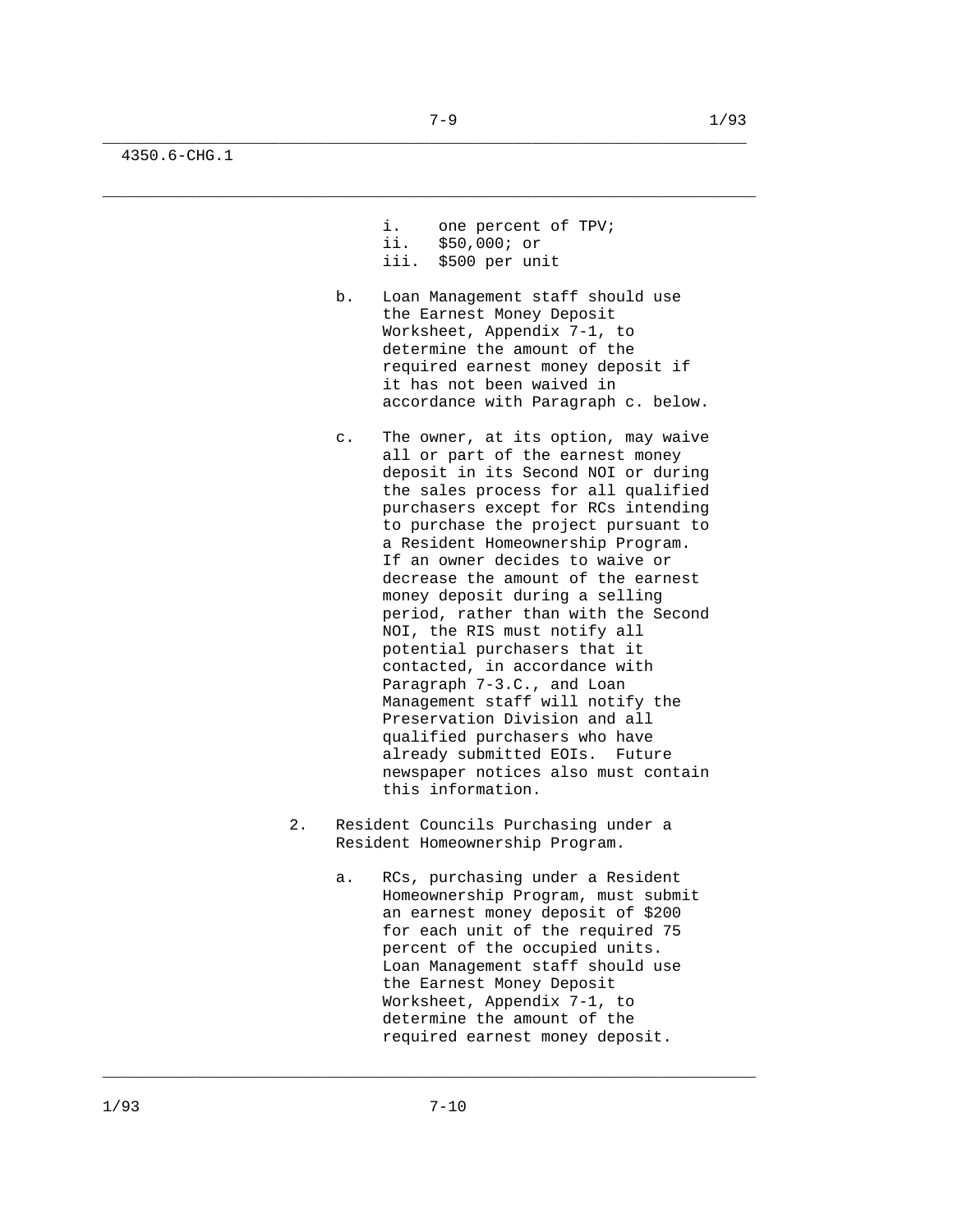i. one percent of TPV;
ii. $50,000; or
iii. $500 per unit

b. Loan Management staff should use the Earnest Money Deposit Worksheet, Appendix 7-1, to determine the amount of the required earnest money deposit if it has not been waived in accordance with Paragraph c. below.

c. The owner, at its option, may waive all or part of the earnest money deposit in its Second NOI or during the sales process for all qualified purchasers except for RCs intending to purchase the project pursuant to a Resident Homeownership Program. If an owner decides to waive or decrease the amount of the earnest money deposit during a selling period, rather than with the Second NOI, the RIS must notify all potential purchasers that it contacted, in accordance with Paragraph 7-3.C., and Loan Management staff will notify the Preservation Division and all qualified purchasers who have already submitted EOIs. Future newspaper notices also must contain this information.

2. Resident Councils Purchasing under a Resident Homeownership Program.

a. RCs, purchasing under a Resident Homeownership Program, must submit an earnest money deposit of $200 for each unit of the required 75 percent of the occupied units. Loan Management staff should use the Earnest Money Deposit Worksheet, Appendix 7-1, to determine the amount of the required earnest money deposit.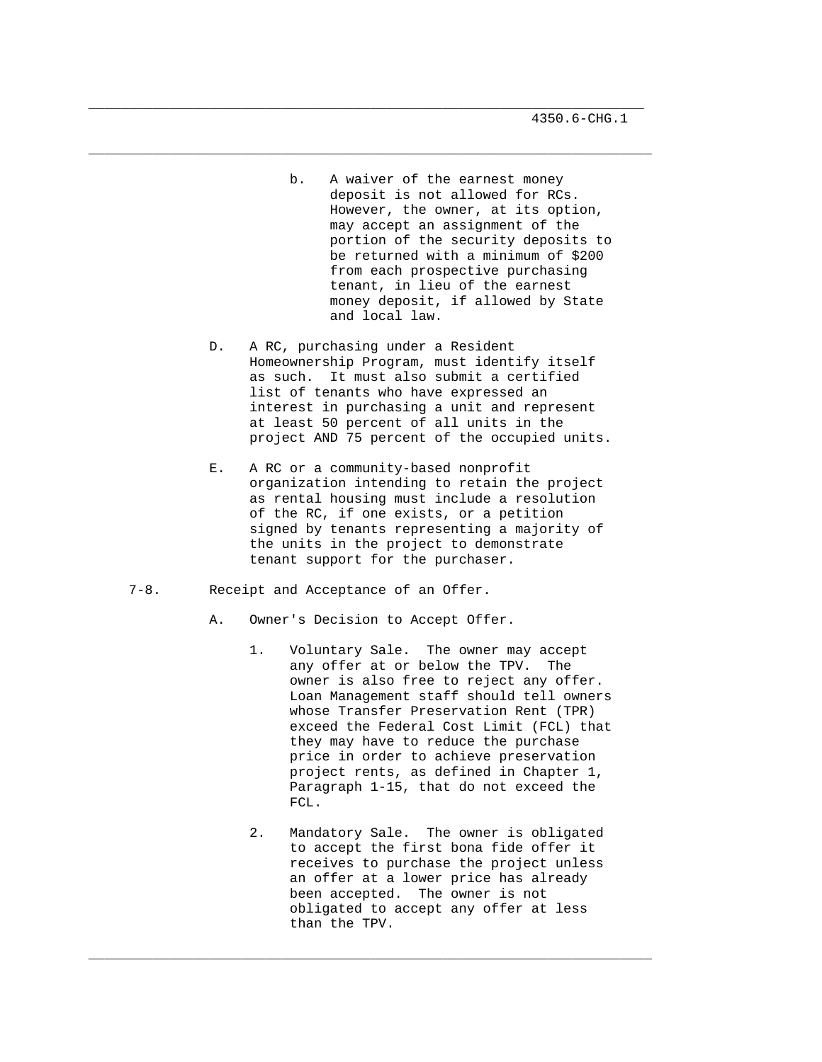b. A waiver of the earnest money deposit is not allowed for RCs. However, the owner, at its option, may accept an assignment of the portion of the security deposits to be returned with a minimum of $200 from each prospective purchasing tenant, in lieu of the earnest money deposit, if allowed by State and local law.

D. A RC, purchasing under a Resident Homeownership Program, must identify itself as such. It must also submit a certified list of tenants who have expressed an interest in purchasing a unit and represent at least 50 percent of all units in the project AND 75 percent of the occupied units.

E. A RC or a community-based nonprofit organization intending to retain the project as rental housing must include a resolution of the RC, if one exists, or a petition signed by tenants representing a majority of the units in the project to demonstrate tenant support for the purchaser.

7-8. Receipt and Acceptance of an Offer.

A. Owner's Decision to Accept Offer.

1. Voluntary Sale. The owner may accept any offer at or below the TPV. The owner is also free to reject any offer. Loan Management staff should tell owners whose Transfer Preservation Rent (TPR) exceed the Federal Cost Limit (FCL) that they may have to reduce the purchase price in order to achieve preservation project rents, as defined in Chapter 1, Paragraph 1-15, that do not exceed the FCL.

2. Mandatory Sale. The owner is obligated to accept the first bona fide offer it receives to purchase the project unless an offer at a lower price has already been accepted. The owner is not obligated to accept any offer at less than the TPV.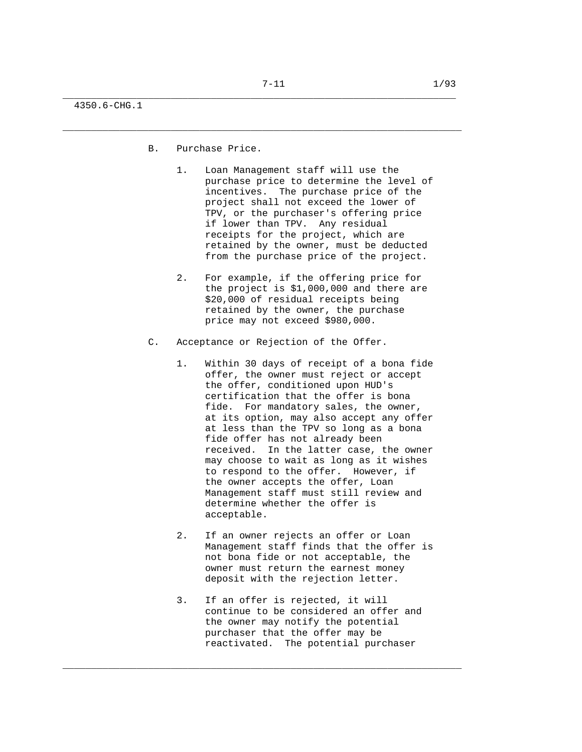B. Purchase Price.

1. Loan Management staff will use the purchase price to determine the level of incentives. The purchase price of the project shall not exceed the lower of TPV, or the purchaser's offering price if lower than TPV. Any residual receipts for the project, which are retained by the owner, must be deducted from the purchase price of the project.

2. For example, if the offering price for the project is $1,000,000 and there are $20,000 of residual receipts being retained by the owner, the purchase price may not exceed $980,000.

C. Acceptance or Rejection of the Offer.

1. Within 30 days of receipt of a bona fide offer, the owner must reject or accept the offer, conditioned upon HUD's certification that the offer is bona fide. For mandatory sales, the owner, at its option, may also accept any offer at less than the TPV so long as a bona fide offer has not already been received. In the latter case, the owner may choose to wait as long as it wishes to respond to the offer. However, if the owner accepts the offer, Loan Management staff must still review and determine whether the offer is acceptable.

2. If an owner rejects an offer or Loan Management staff finds that the offer is not bona fide or not acceptable, the owner must return the earnest money deposit with the rejection letter.

3. If an offer is rejected, it will continue to be considered an offer and the owner may notify the potential purchaser that the offer may be reactivated. The potential purchaser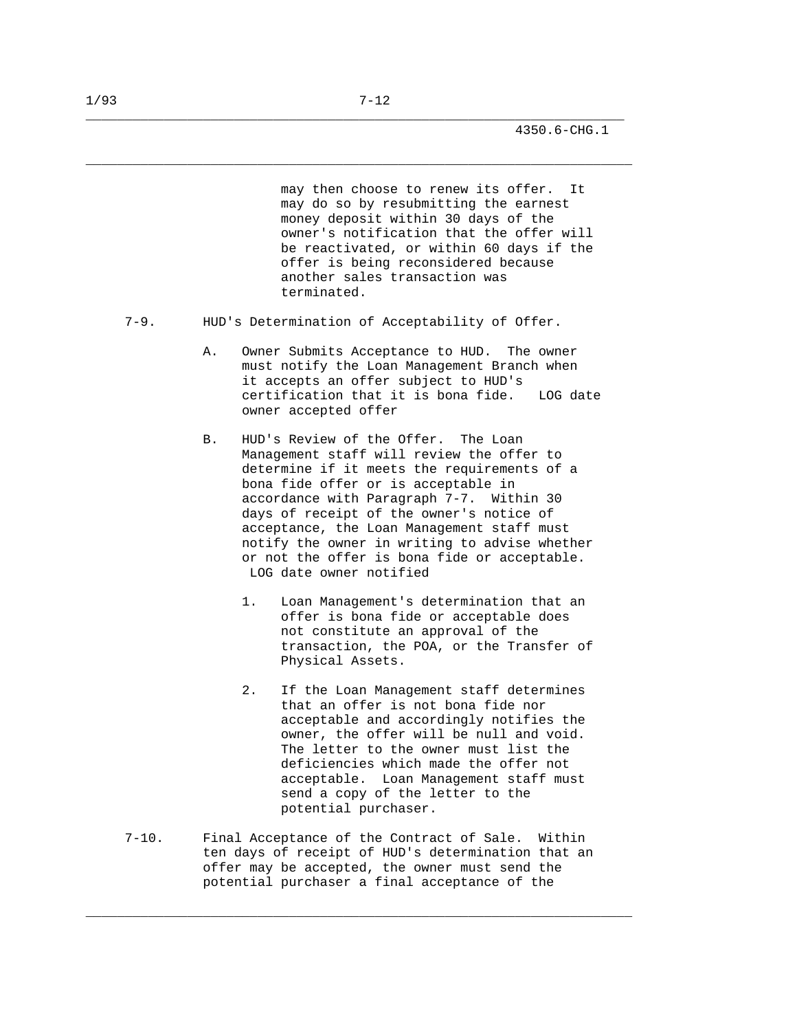may then choose to renew its offer. It may do so by resubmitting the earnest money deposit within 30 days of the owner's notification that the offer will be reactivated, or within 60 days if the offer is being reconsidered because another sales transaction was terminated.

7-9. HUD's Determination of Acceptability of Offer.

A. Owner Submits Acceptance to HUD. The owner must notify the Loan Management Branch when it accepts an offer subject to HUD's certification that it is bona fide. LOG date owner accepted offer

B. HUD's Review of the Offer. The Loan Management staff will review the offer to determine if it meets the requirements of a bona fide offer or is acceptable in accordance with Paragraph 7-7. Within 30 days of receipt of the owner's notice of acceptance, the Loan Management staff must notify the owner in writing to advise whether or not the offer is bona fide or acceptable. LOG date owner notified

1. Loan Management's determination that an offer is bona fide or acceptable does not constitute an approval of the transaction, the POA, or the Transfer of Physical Assets.

2. If the Loan Management staff determines that an offer is not bona fide nor acceptable and accordingly notifies the owner, the offer will be null and void. The letter to the owner must list the deficiencies which made the offer not acceptable. Loan Management staff must send a copy of the letter to the potential purchaser.

7-10. Final Acceptance of the Contract of Sale. Within ten days of receipt of HUD's determination that an offer may be accepted, the owner must send the potential purchaser a final acceptance of the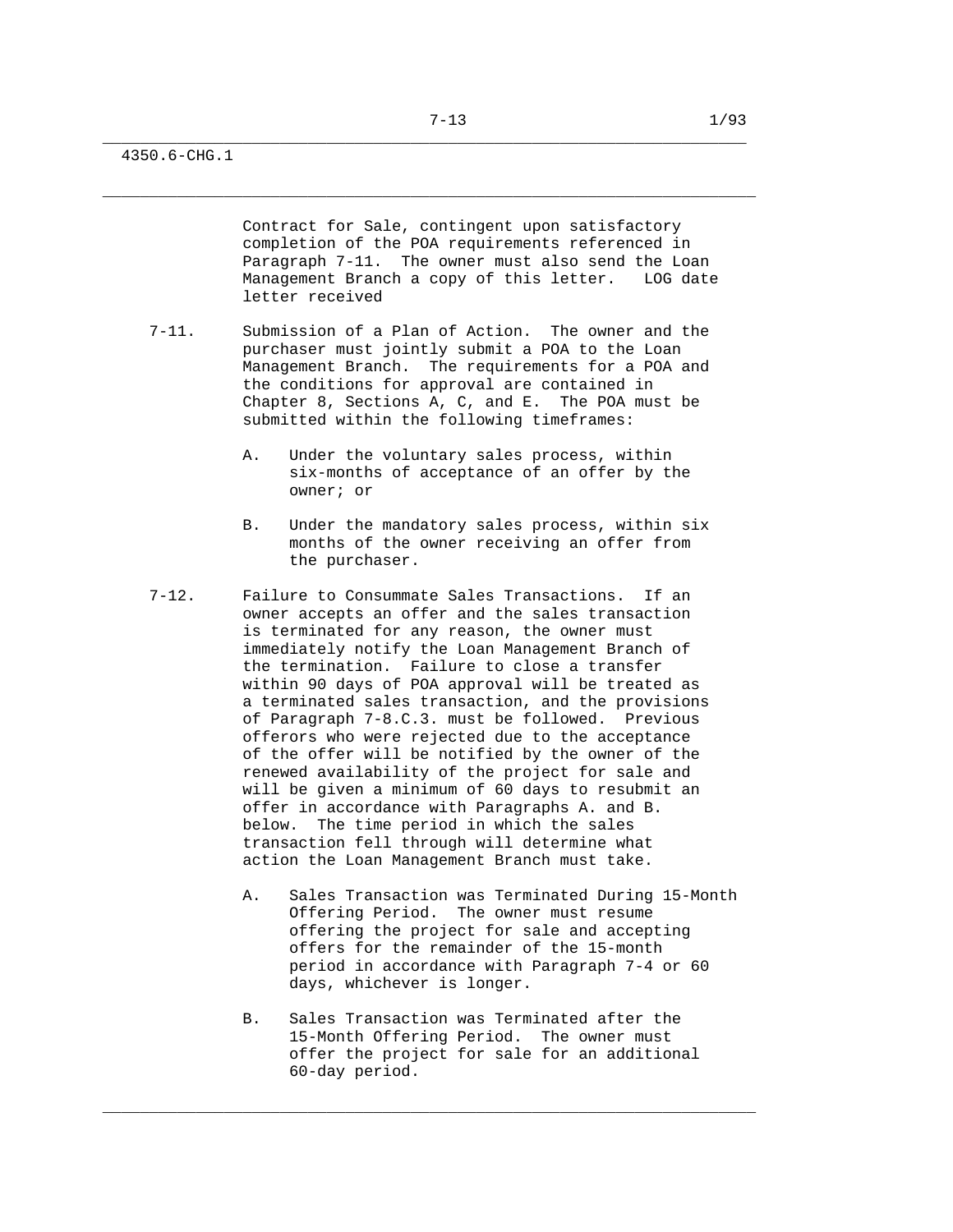Contract for Sale, contingent upon satisfactory completion of the POA requirements referenced in Paragraph 7-11. The owner must also send the Loan Management Branch a copy of this letter. LOG date letter received

7-11. Submission of a Plan of Action. The owner and the purchaser must jointly submit a POA to the Loan Management Branch. The requirements for a POA and the conditions for approval are contained in Chapter 8, Sections A, C, and E. The POA must be submitted within the following timeframes:

A. Under the voluntary sales process, within six-months of acceptance of an offer by the owner; or

B. Under the mandatory sales process, within six months of the owner receiving an offer from the purchaser.

7-12. Failure to Consummate Sales Transactions. If an owner accepts an offer and the sales transaction is terminated for any reason, the owner must immediately notify the Loan Management Branch of the termination. Failure to close a transfer within 90 days of POA approval will be treated as a terminated sales transaction, and the provisions of Paragraph 7-8.C.3. must be followed. Previous offerors who were rejected due to the acceptance of the offer will be notified by the owner of the renewed availability of the project for sale and will be given a minimum of 60 days to resubmit an offer in accordance with Paragraphs A. and B. below. The time period in which the sales transaction fell through will determine what action the Loan Management Branch must take.

A. Sales Transaction was Terminated During 15-Month Offering Period. The owner must resume offering the project for sale and accepting offers for the remainder of the 15-month period in accordance with Paragraph 7-4 or 60 days, whichever is longer.

B. Sales Transaction was Terminated after the 15-Month Offering Period. The owner must offer the project for sale for an additional 60-day period.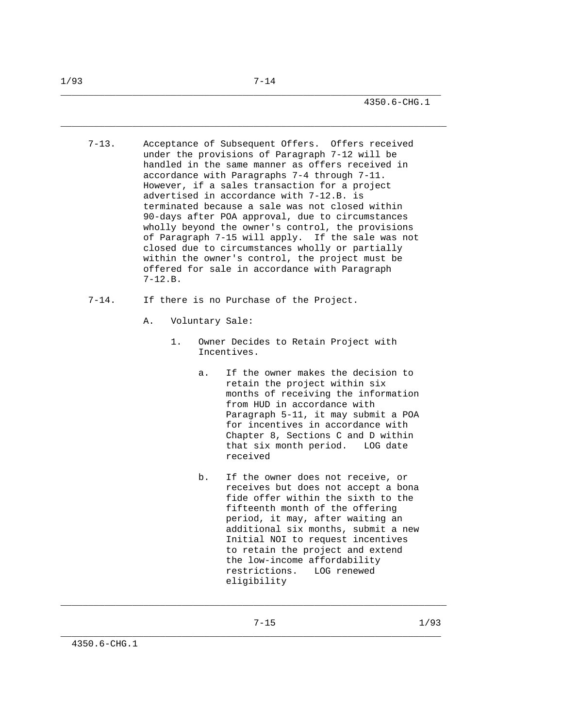7-13. Acceptance of Subsequent Offers. Offers received under the provisions of Paragraph 7-12 will be handled in the same manner as offers received in accordance with Paragraphs 7-4 through 7-11. However, if a sales transaction for a project advertised in accordance with 7-12.B. is terminated because a sale was not closed within 90-days after POA approval, due to circumstances wholly beyond the owner's control, the provisions of Paragraph 7-15 will apply. If the sale was not closed due to circumstances wholly or partially within the owner's control, the project must be offered for sale in accordance with Paragraph 7-12.B.

7-14. If there is no Purchase of the Project.

A. Voluntary Sale:

1. Owner Decides to Retain Project with Incentives.

a. If the owner makes the decision to retain the project within six months of receiving the information from HUD in accordance with Paragraph 5-11, it may submit a POA for incentives in accordance with Chapter 8, Sections C and D within that six month period. LOG date received

b. If the owner does not receive, or receives but does not accept a bona fide offer within the sixth to the fifteenth month of the offering period, it may, after waiting an additional six months, submit a new Initial NOI to request incentives to retain the project and extend the low-income affordability restrictions. LOG renewed eligibility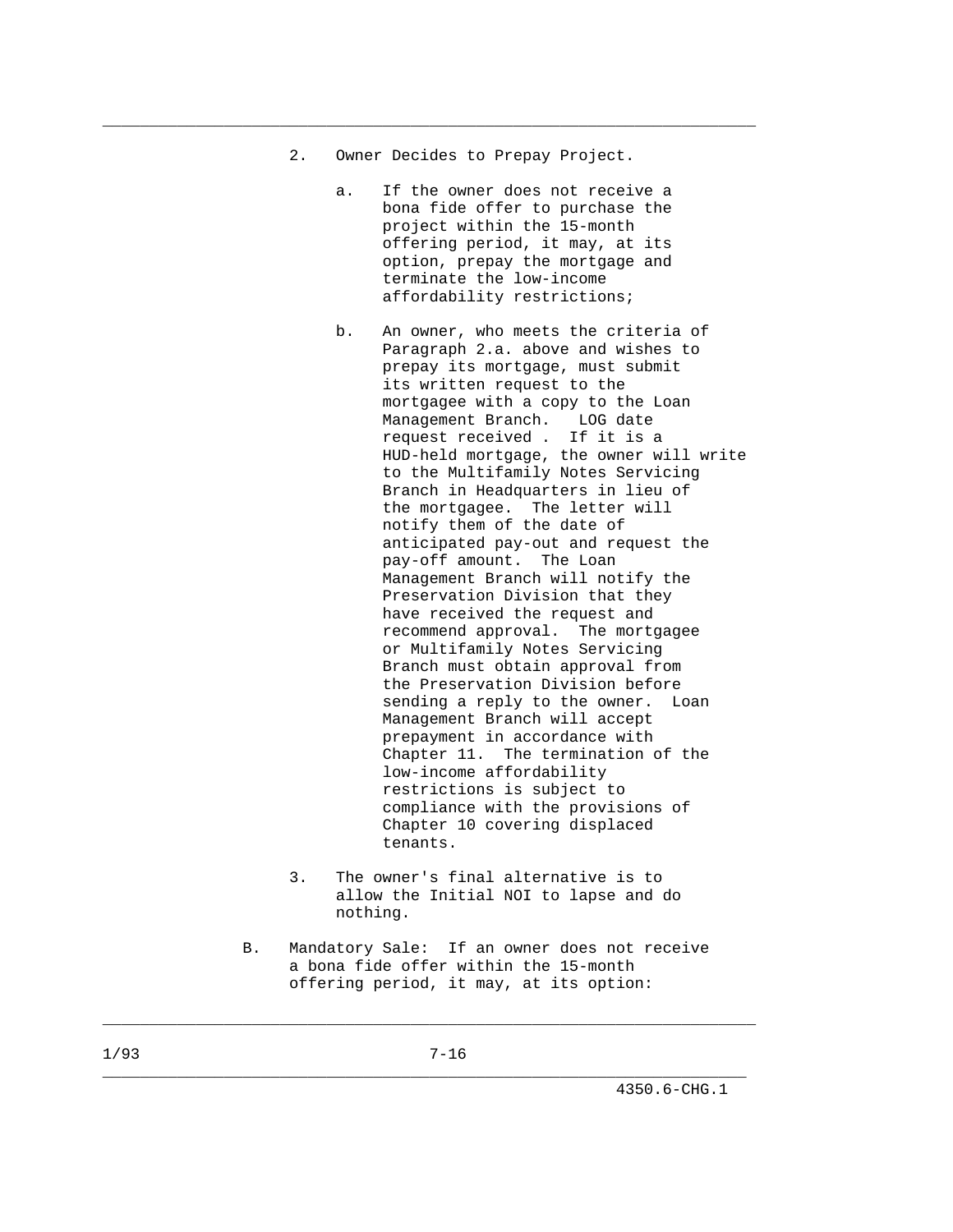2. Owner Decides to Prepay Project.

   a. If the owner does not receive a bona fide offer to purchase the project within the 15-month offering period, it may, at its option, prepay the mortgage and terminate the low-income affordability restrictions;

   b. An owner, who meets the criteria of Paragraph 2.a. above and wishes to prepay its mortgage, must submit its written request to the mortgagee with a copy to the Loan Management Branch. LOG date request received . If it is a HUD-held mortgage, the owner will write to the Multifamily Notes Servicing Branch in Headquarters in lieu of the mortgagee. The letter will notify them of the date of anticipated pay-out and request the pay-off amount. The Loan Management Branch will notify the Preservation Division that they have received the request and recommend approval. The mortgagee or Multifamily Notes Servicing Branch must obtain approval from the Preservation Division before sending a reply to the owner. Loan Management Branch will accept prepayment in accordance with Chapter 11. The termination of the low-income affordability restrictions is subject to compliance with the provisions of Chapter 10 covering displaced tenants.

3. The owner's final alternative is to allow the Initial NOI to lapse and do nothing.

B. Mandatory Sale: If an owner does not receive a bona fide offer within the 15-month offering period, it may, at its option: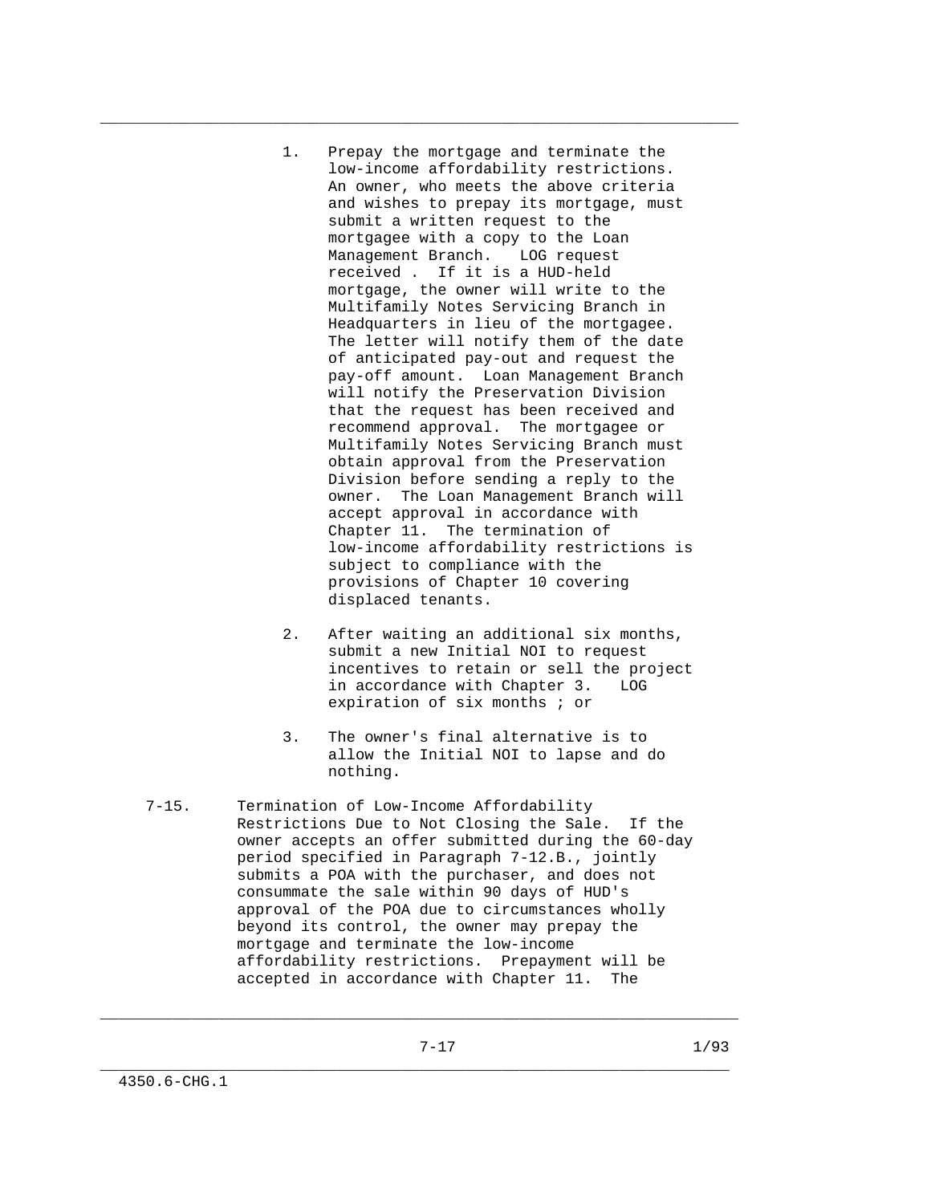1. Prepay the mortgage and terminate the low-income affordability restrictions. An owner, who meets the above criteria and wishes to prepay its mortgage, must submit a written request to the mortgagee with a copy to the Loan Management Branch. LOG request received . If it is a HUD-held mortgage, the owner will write to the Multifamily Notes Servicing Branch in Headquarters in lieu of the mortgagee. The letter will notify them of the date of anticipated pay-out and request the pay-off amount. Loan Management Branch will notify the Preservation Division that the request has been received and recommend approval. The mortgagee or Multifamily Notes Servicing Branch must obtain approval from the Preservation Division before sending a reply to the owner. The Loan Management Branch will accept approval in accordance with Chapter 11. The termination of low-income affordability restrictions is subject to compliance with the provisions of Chapter 10 covering displaced tenants.

2. After waiting an additional six months, submit a new Initial NOI to request incentives to retain or sell the project in accordance with Chapter 3. LOG expiration of six months ; or

3. The owner's final alternative is to allow the Initial NOI to lapse and do nothing.

7-15. Termination of Low-Income Affordability Restrictions Due to Not Closing the Sale. If the owner accepts an offer submitted during the 60-day period specified in Paragraph 7-12.B., jointly submits a POA with the purchaser, and does not consummate the sale within 90 days of HUD's approval of the POA due to circumstances wholly beyond its control, the owner may prepay the mortgage and terminate the low-income affordability restrictions. Prepayment will be accepted in accordance with Chapter 11. The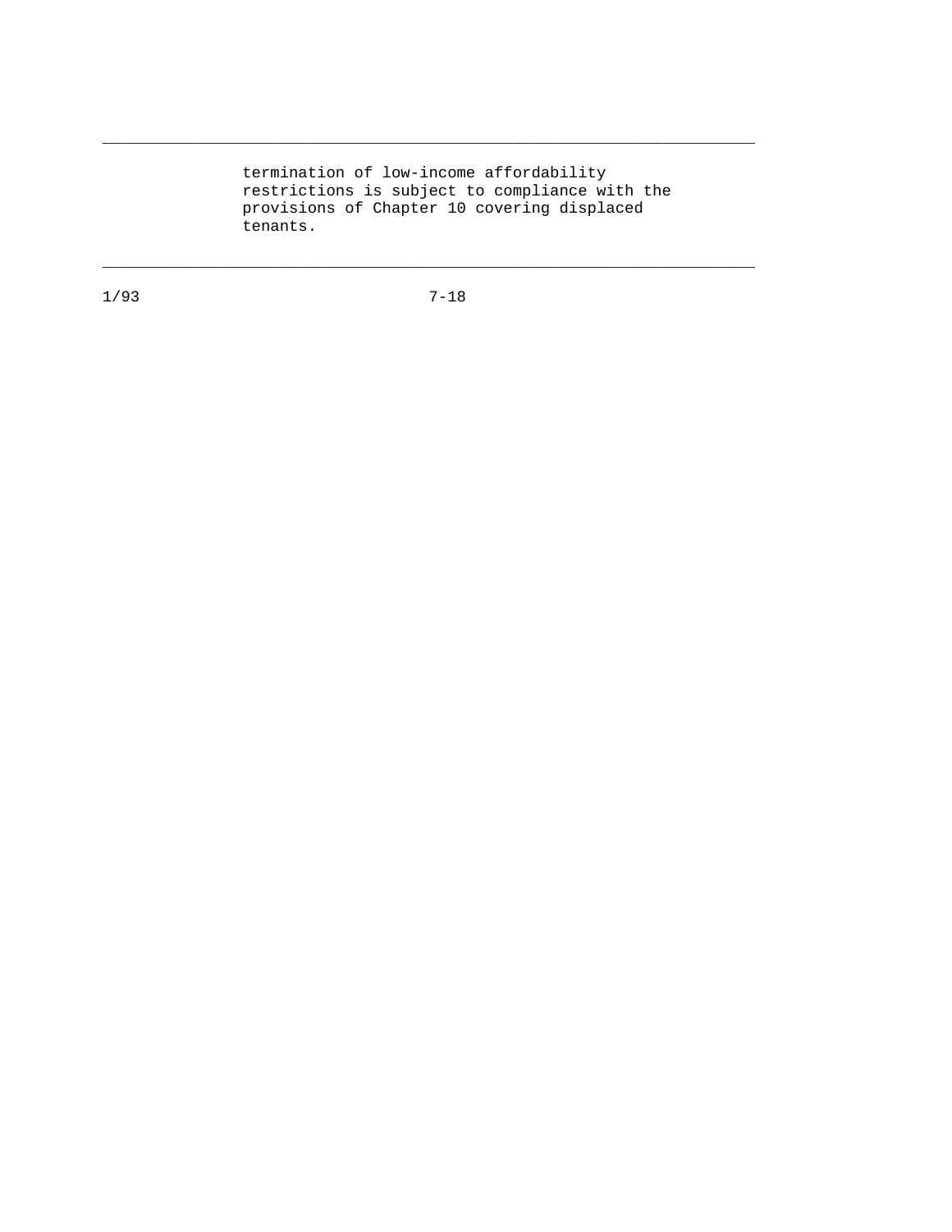termination of low-income affordability restrictions is subject to compliance with the provisions of Chapter 10 covering displaced tenants.